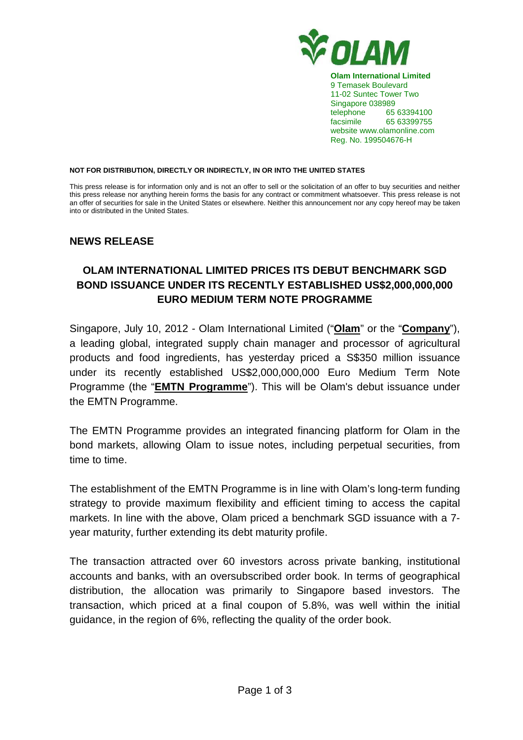**Olam International Limited**
9 Temasek Boulevard
11-02 Suntec Tower Two
Singapore 038989
telephone 65 63394100
facsimile 65 63399755
website www.olamonline.com
Reg. No. 199504676-H

**NOT FOR DISTRIBUTION, DIRECTLY OR INDIRECTLY, IN OR INTO THE UNITED STATES**

This press release is for information only and is not an offer to sell or the solicitation of an offer to buy securities and neither this press release nor anything herein forms the basis for any contract or commitment whatsoever. This press release is not an offer of securities for sale in the United States or elsewhere. Neither this announcement nor any copy hereof may be taken into or distributed in the United States.

## NEWS RELEASE

## OLAM INTERNATIONAL LIMITED PRICES ITS DEBUT BENCHMARK SGD BOND ISSUANCE UNDER ITS RECENTLY ESTABLISHED US$2,000,000,000 EURO MEDIUM TERM NOTE PROGRAMME

Singapore, July 10, 2012 - Olam International Limited ("**Olam**" or the "**Company**"), a leading global, integrated supply chain manager and processor of agricultural products and food ingredients, has yesterday priced a S$350 million issuance under its recently established US$2,000,000,000 Euro Medium Term Note Programme (the "**EMTN Programme**"). This will be Olam's debut issuance under the EMTN Programme.

The EMTN Programme provides an integrated financing platform for Olam in the bond markets, allowing Olam to issue notes, including perpetual securities, from time to time.

The establishment of the EMTN Programme is in line with Olam's long-term funding strategy to provide maximum flexibility and efficient timing to access the capital markets. In line with the above, Olam priced a benchmark SGD issuance with a 7-year maturity, further extending its debt maturity profile.

The transaction attracted over 60 investors across private banking, institutional accounts and banks, with an oversubscribed order book. In terms of geographical distribution, the allocation was primarily to Singapore based investors. The transaction, which priced at a final coupon of 5.8%, was well within the initial guidance, in the region of 6%, reflecting the quality of the order book.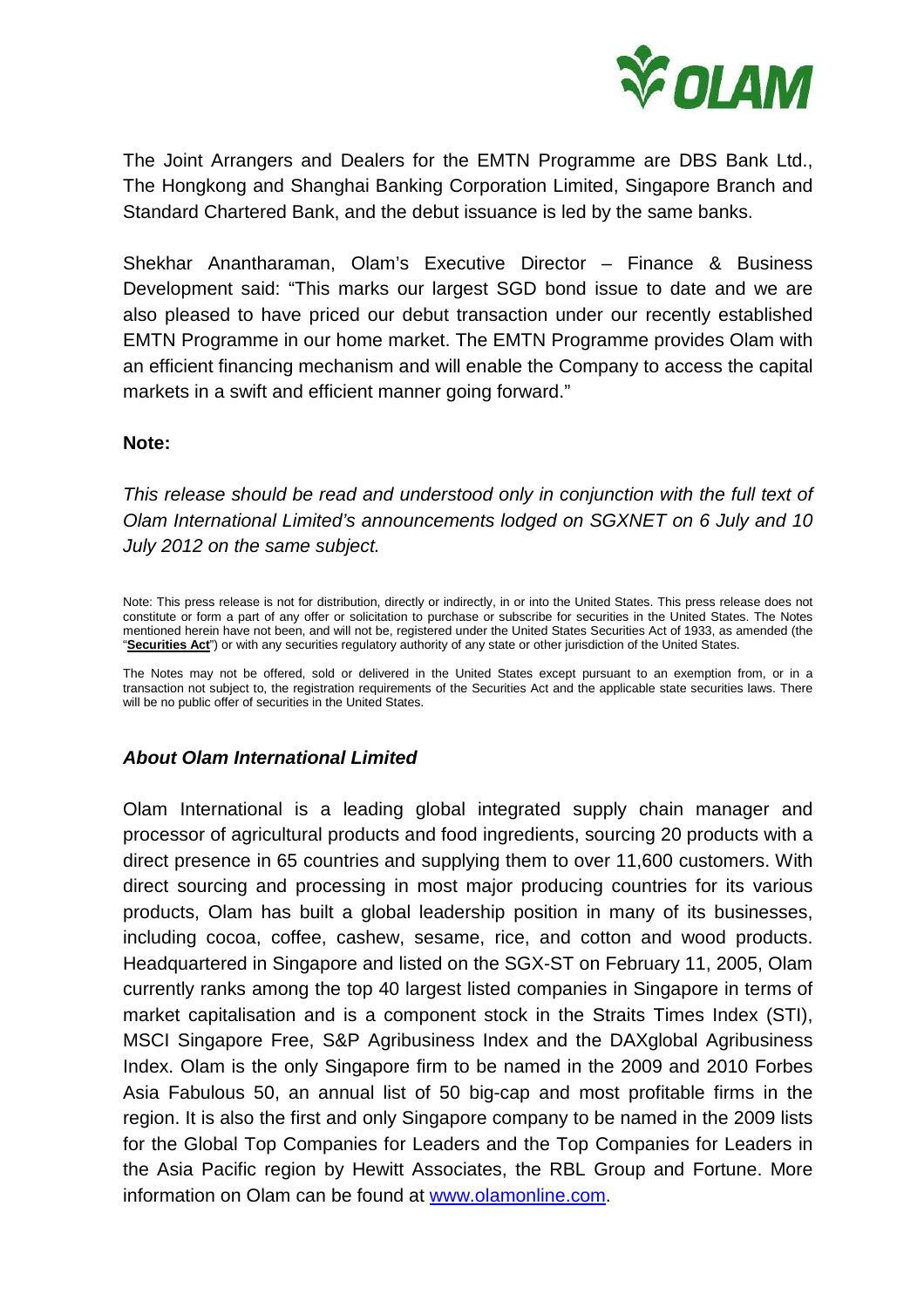The Joint Arrangers and Dealers for the EMTN Programme are DBS Bank Ltd., The Hongkong and Shanghai Banking Corporation Limited, Singapore Branch and Standard Chartered Bank, and the debut issuance is led by the same banks.

Shekhar Anantharaman, Olam's Executive Director – Finance & Business Development said: "This marks our largest SGD bond issue to date and we are also pleased to have priced our debut transaction under our recently established EMTN Programme in our home market. The EMTN Programme provides Olam with an efficient financing mechanism and will enable the Company to access the capital markets in a swift and efficient manner going forward."

**Note:**

*This release should be read and understood only in conjunction with the full text of Olam International Limited's announcements lodged on SGXNET on 6 July and 10 July 2012 on the same subject.*

Note: This press release is not for distribution, directly or indirectly, in or into the United States. This press release does not constitute or form a part of any offer or solicitation to purchase or subscribe for securities in the United States. The Notes mentioned herein have not been, and will not be, registered under the United States Securities Act of 1933, as amended (the "**Securities Act**") or with any securities regulatory authority of any state or other jurisdiction of the United States.

The Notes may not be offered, sold or delivered in the United States except pursuant to an exemption from, or in a transaction not subject to, the registration requirements of the Securities Act and the applicable state securities laws. There will be no public offer of securities in the United States.

### ***About Olam International Limited***

Olam International is a leading global integrated supply chain manager and processor of agricultural products and food ingredients, sourcing 20 products with a direct presence in 65 countries and supplying them to over 11,600 customers. With direct sourcing and processing in most major producing countries for its various products, Olam has built a global leadership position in many of its businesses, including cocoa, coffee, cashew, sesame, rice, and cotton and wood products. Headquartered in Singapore and listed on the SGX-ST on February 11, 2005, Olam currently ranks among the top 40 largest listed companies in Singapore in terms of market capitalisation and is a component stock in the Straits Times Index (STI), MSCI Singapore Free, S&P Agribusiness Index and the DAXglobal Agribusiness Index. Olam is the only Singapore firm to be named in the 2009 and 2010 Forbes Asia Fabulous 50, an annual list of 50 big-cap and most profitable firms in the region. It is also the first and only Singapore company to be named in the 2009 lists for the Global Top Companies for Leaders and the Top Companies for Leaders in the Asia Pacific region by Hewitt Associates, the RBL Group and Fortune. More information on Olam can be found at www.olamonline.com.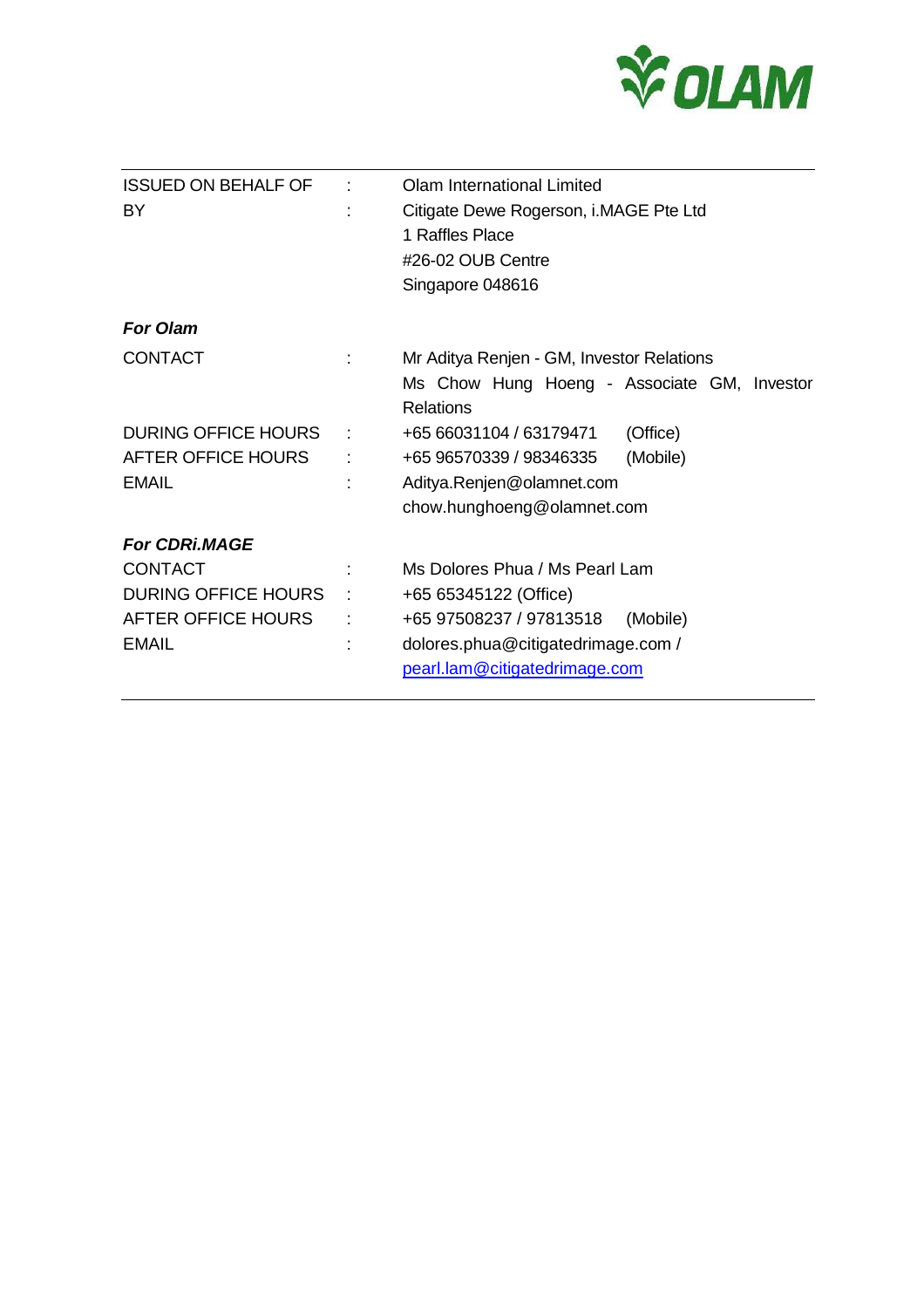| | | |
|---|---|---|
| ISSUED ON BEHALF OF | : | Olam International Limited |
| BY | : | Citigate Dewe Rogerson, i.MAGE Pte Ltd<br>1 Raffles Place<br>#26-02 OUB Centre<br>Singapore 048616 |
| ***For Olam*** | | |
| CONTACT | : | Mr Aditya Renjen - GM, Investor Relations<br>Ms Chow Hung Hoeng - Associate GM, Investor Relations |
| DURING OFFICE HOURS | : | +65 66031104 / 63179471 (Office) |
| AFTER OFFICE HOURS | : | +65 96570339 / 98346335 (Mobile) |
| EMAIL | : | Aditya.Renjen@olamnet.com<br>chow.hunghoeng@olamnet.com |
| ***For CDRi.MAGE*** | | |
| CONTACT | : | Ms Dolores Phua / Ms Pearl Lam |
| DURING OFFICE HOURS | : | +65 65345122 (Office) |
| AFTER OFFICE HOURS | : | +65 97508237 / 97813518 (Mobile) |
| EMAIL | : | dolores.phua@citigatedrimage.com /<br>pearl.lam@citigatedrimage.com |